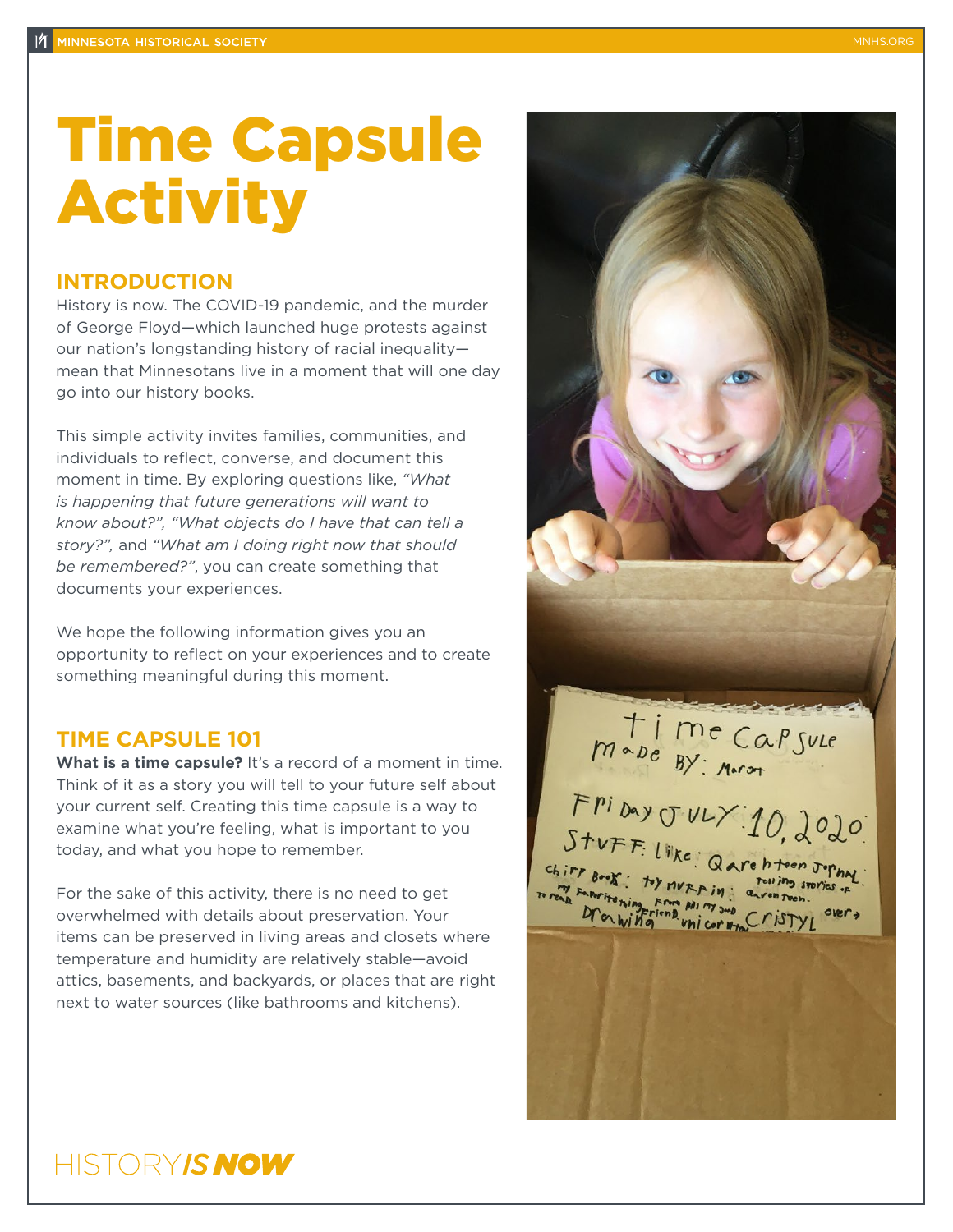# Time Capsule Activity

## INTRODUCTION

History is now. The COVID-19 pandemic, and the murder of George Floyd—which launched huge protests against our nation's longstanding history of racial inequality—mean that Minnesotans live in a moment that will one day go into our history books.

This simple activity invites families, communities, and individuals to reflect, converse, and document this moment in time. By exploring questions like, *"What is happening that future generations will want to know about?", "What objects do I have that can tell a story?",* and *"What am I doing right now that should be remembered?"*, you can create something that documents your experiences.

We hope the following information gives you an opportunity to reflect on your experiences and to create something meaningful during this moment.

## TIME CAPSULE 101

**What is a time capsule?** It's a record of a moment in time. Think of it as a story you will tell to your future self about your current self. Creating this time capsule is a way to examine what you're feeling, what is important to you today, and what you hope to remember.

For the sake of this activity, there is no need to get overwhelmed with details about preservation. Your items can be preserved in living areas and closets where temperature and humidity are relatively stable—avoid attics, basements, and backyards, or places that are right next to water sources (like bathrooms and kitchens).

HISTORY *IS NOW*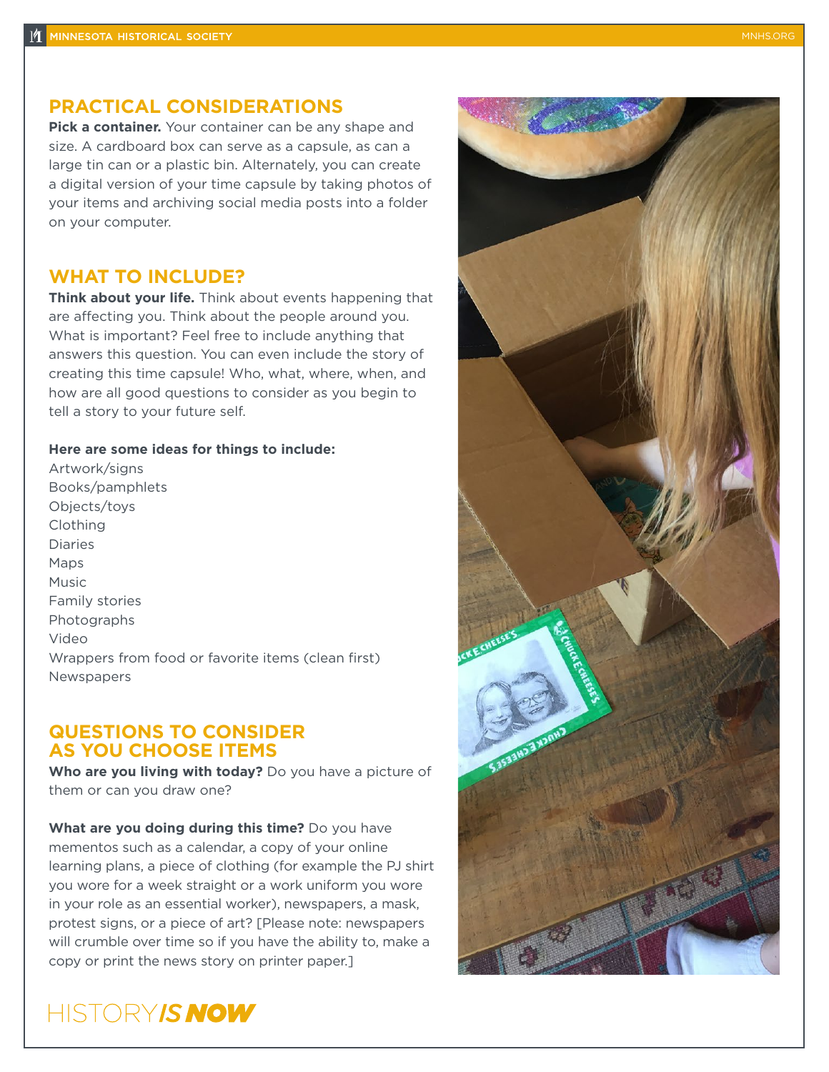## PRACTICAL CONSIDERATIONS

**Pick a container.** Your container can be any shape and size. A cardboard box can serve as a capsule, as can a large tin can or a plastic bin. Alternately, you can create a digital version of your time capsule by taking photos of your items and archiving social media posts into a folder on your computer.

## WHAT TO INCLUDE?

**Think about your life.** Think about events happening that are affecting you. Think about the people around you. What is important? Feel free to include anything that answers this question. You can even include the story of creating this time capsule! Who, what, where, when, and how are all good questions to consider as you begin to tell a story to your future self.

**Here are some ideas for things to include:**

Artwork/signs
Books/pamphlets
Objects/toys
Clothing
Diaries
Maps
Music
Family stories
Photographs
Video
Wrappers from food or favorite items (clean first)
Newspapers

## QUESTIONS TO CONSIDER AS YOU CHOOSE ITEMS

**Who are you living with today?** Do you have a picture of them or can you draw one?

**What are you doing during this time?** Do you have mementos such as a calendar, a copy of your online learning plans, a piece of clothing (for example the PJ shirt you wore for a week straight or a work uniform you wore in your role as an essential worker), newspapers, a mask, protest signs, or a piece of art? [Please note: newspapers will crumble over time so if you have the ability to, make a copy or print the news story on printer paper.]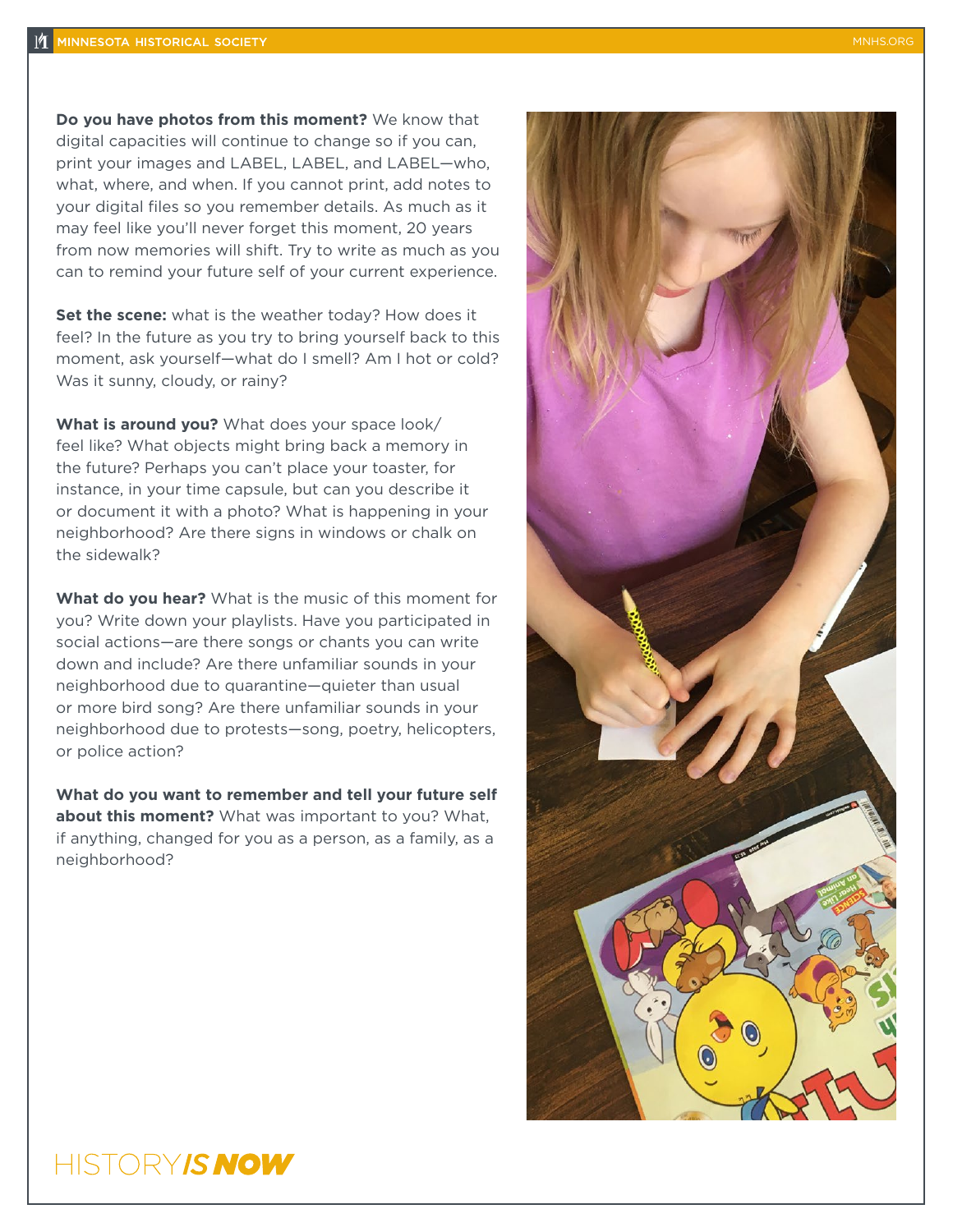**Do you have photos from this moment?** We know that digital capacities will continue to change so if you can, print your images and LABEL, LABEL, and LABEL—who, what, where, and when. If you cannot print, add notes to your digital files so you remember details. As much as it may feel like you'll never forget this moment, 20 years from now memories will shift. Try to write as much as you can to remind your future self of your current experience.

**Set the scene:** what is the weather today? How does it feel? In the future as you try to bring yourself back to this moment, ask yourself—what do I smell? Am I hot or cold? Was it sunny, cloudy, or rainy?

**What is around you?** What does your space look/feel like? What objects might bring back a memory in the future? Perhaps you can't place your toaster, for instance, in your time capsule, but can you describe it or document it with a photo? What is happening in your neighborhood? Are there signs in windows or chalk on the sidewalk?

**What do you hear?** What is the music of this moment for you? Write down your playlists. Have you participated in social actions—are there songs or chants you can write down and include? Are there unfamiliar sounds in your neighborhood due to quarantine—quieter than usual or more bird song? Are there unfamiliar sounds in your neighborhood due to protests—song, poetry, helicopters, or police action?

**What do you want to remember and tell your future self about this moment?** What was important to you? What, if anything, changed for you as a person, as a family, as a neighborhood?

HISTORY *IS NOW*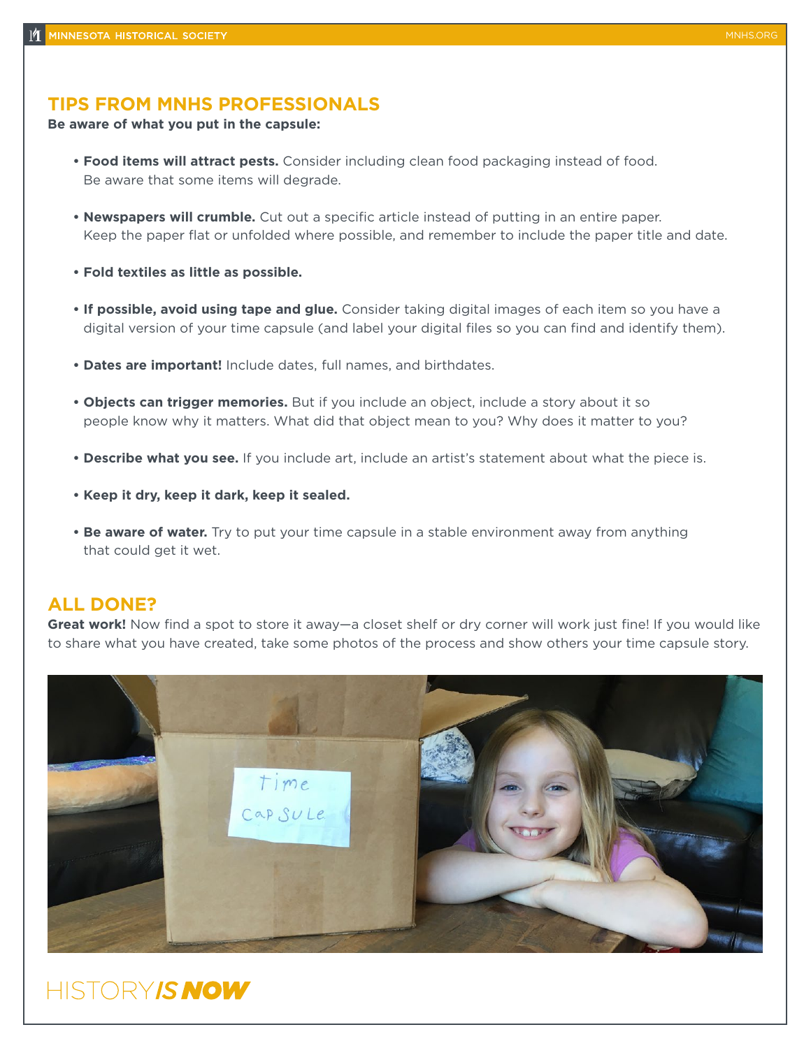## TIPS FROM MNHS PROFESSIONALS

**Be aware of what you put in the capsule:**

- **Food items will attract pests.** Consider including clean food packaging instead of food. Be aware that some items will degrade.
- **Newspapers will crumble.** Cut out a specific article instead of putting in an entire paper. Keep the paper flat or unfolded where possible, and remember to include the paper title and date.
- **Fold textiles as little as possible.**
- **If possible, avoid using tape and glue.** Consider taking digital images of each item so you have a digital version of your time capsule (and label your digital files so you can find and identify them).
- **Dates are important!** Include dates, full names, and birthdates.
- **Objects can trigger memories.** But if you include an object, include a story about it so people know why it matters. What did that object mean to you? Why does it matter to you?
- **Describe what you see.** If you include art, include an artist's statement about what the piece is.
- **Keep it dry, keep it dark, keep it sealed.**
- **Be aware of water.** Try to put your time capsule in a stable environment away from anything that could get it wet.

## ALL DONE?

**Great work!** Now find a spot to store it away—a closet shelf or dry corner will work just fine! If you would like to share what you have created, take some photos of the process and show others your time capsule story.

HISTORY *IS NOW*